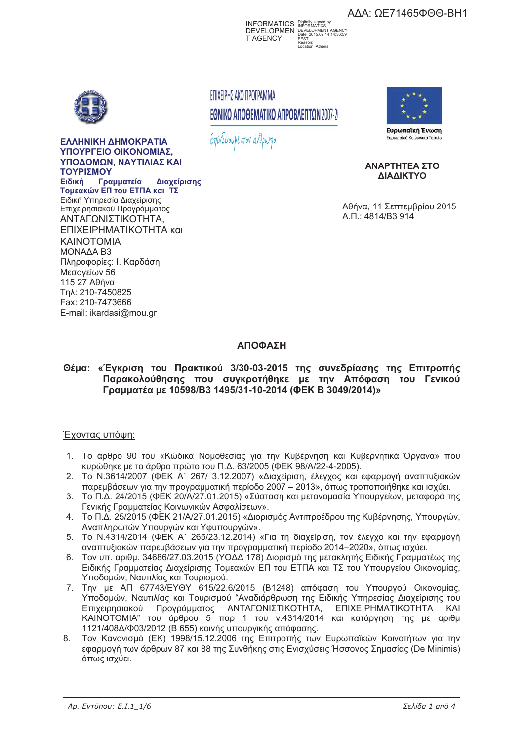ΑΔΑ: ΩΕ71465ΦΘΘ-ΒΗ1

INFORMATICS DEVELOPMENT AGENCY
Digitally signed by INFORMATICS DEVELOPMENT AGENCY
Date: 2015.09.14 14:36:59 EEST
Reason:
Location: Athens

**ΕΛΛΗΝΙΚΗ ΔΗΜΟΚΡΑΤΙΑ**
**ΥΠΟΥΡΓΕΙΟ ΟΙΚΟΝΟΜΙΑΣ, ΥΠΟΔΟΜΩΝ, ΝΑΥΤΙΛΙΑΣ ΚΑΙ ΤΟΥΡΙΣΜΟΥ**
**Ειδική Γραμματεία Διαχείρισης Τομεακών ΕΠ του ΕΤΠΑ και ΤΣ**
Ειδική Υπηρεσία Διαχείρισης Επιχειρησιακού Προγράμματος
ΑΝΤΑΓΩΝΙΣΤΙΚΟΤΗΤΑ, ΕΠΙΧΕΙΡΗΜΑΤΙΚΟΤΗΤΑ και ΚΑΙΝΟΤΟΜΙΑ
ΜΟΝΑΔΑ Β3
Πληροφορίες: Ι. Καρδάση
Μεσογείων 56
115 27 Αθήνα
Τηλ: 210-7450825
Fax: 210-7473666
E-mail: ikardasi@mou.gr

ΕΠΙΧΕΙΡΗΣΙΑΚΟ ΠΡΟΓΡΑΜΜΑ
ΕΘΝΙΚΟ ΑΠΟΘΕΜΑΤΙΚΟ ΑΠΡΟΒΛΕΠΤΩΝ 2007-2
Επενδύουμε στον άνθρωπο

Ευρωπαϊκή Ένωση
Ευρωπαϊκό Κοινωνικό Ταμείο

**ΑΝΑΡΤΗΤΕΑ ΣΤΟ ΔΙΑΔΙΚΤΥΟ**

Αθήνα, 11 Σεπτεμβρίου 2015
Α.Π.: 4814/Β3 914

## ΑΠΟΦΑΣΗ

**Θέμα: «Έγκριση του Πρακτικού 3/30-03-2015 της συνεδρίασης της Επιτροπής Παρακολούθησης που συγκροτήθηκε με την Απόφαση του Γενικού Γραμματέα με 10598/Β3 1495/31-10-2014 (ΦΕΚ Β 3049/2014)»**

Έχοντας υπόψη:

1. Το άρθρο 90 του «Κώδικα Νομοθεσίας για την Κυβέρνηση και Κυβερνητικά Όργανα» που κυρώθηκε με το άρθρο πρώτο του Π.Δ. 63/2005 (ΦΕΚ 98/Α/22-4-2005).
2. Το Ν.3614/2007 (ΦΕΚ Α΄ 267/ 3.12.2007) «Διαχείριση, έλεγχος και εφαρμογή αναπτυξιακών παρεμβάσεων για την προγραμματική περίοδο 2007 – 2013», όπως τροποποιήθηκε και ισχύει.
3. Το Π.Δ. 24/2015 (ΦΕΚ 20/Α/27.01.2015) «Σύσταση και μετονομασία Υπουργείων, μεταφορά της Γενικής Γραμματείας Κοινωνικών Ασφαλίσεων».
4. Το Π.Δ. 25/2015 (ΦΕΚ 21/Α/27.01.2015) «Διορισμός Αντιπροέδρου της Κυβέρνησης, Υπουργών, Αναπληρωτών Υπουργών και Υφυπουργών».
5. Το Ν.4314/2014 (ΦΕΚ Α΄ 265/23.12.2014) «Για τη διαχείριση, τον έλεγχο και την εφαρμογή αναπτυξιακών παρεμβάσεων για την προγραμματική περίοδο 2014−2020», όπως ισχύει.
6. Τον υπ. αριθμ. 34686/27.03.2015 (ΥΟΔΔ 178) Διορισμό της μετακλητής Ειδικής Γραμματέως της Ειδικής Γραμματείας Διαχείρισης Τομεακών ΕΠ του ΕΤΠΑ και ΤΣ του Υπουργείου Οικονομίας, Υποδομών, Ναυτιλίας και Τουρισμού.
7. Την με ΑΠ 67743/ΕΥΘΥ 615/22.6/2015 (Β1248) απόφαση του Υπουργού Οικονομίας, Υποδομών, Ναυτιλίας και Τουρισμού "Αναδιάρθρωση της Ειδικής Υπηρεσίας Διαχείρισης του Επιχειρησιακού Προγράμματος ΑΝΤΑΓΩΝΙΣΤΙΚΟΤΗΤΑ, ΕΠΙΧΕΙΡΗΜΑΤΙΚΟΤΗΤΑ ΚΑΙ ΚΑΙΝΟΤΟΜΙΑ" του άρθρου 5 παρ 1 του ν.4314/2014 και κατάργηση της με αριθμ 1121/408Δ/Φ03/2012 (Β 655) κοινής υπουργικής απόφασης.
8. Τον Κανονισμό (ΕΚ) 1998/15.12.2006 της Επιτροπής των Ευρωπαϊκών Κοινοτήτων για την εφαρμογή των άρθρων 87 και 88 της Συνθήκης στις Ενισχύσεις Ήσσονος Σημασίας (De Minimis) όπως ισχύει.

*Αρ. Εντύπου: Ε.Ι.1_1/6*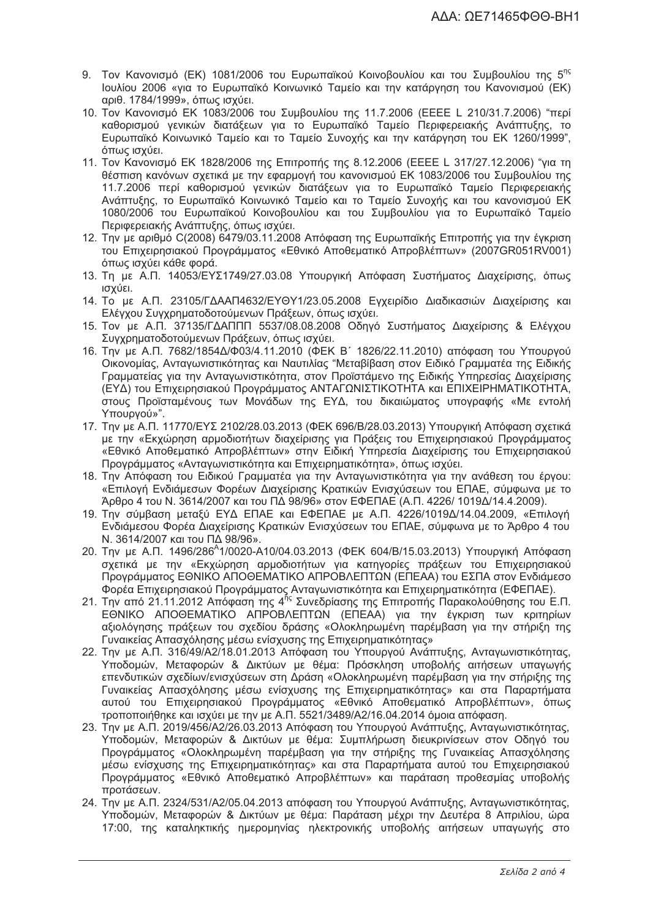9. Τον Κανονισμό (ΕΚ) 1081/2006 του Ευρωπαϊκού Κοινοβουλίου και του Συμβουλίου της 5[ης] Ιουλίου 2006 «για το Ευρωπαϊκό Κοινωνικό Ταμείο και την κατάργηση του Κανονισμού (ΕΚ) αριθ. 1784/1999», όπως ισχύει.
10. Τον Κανονισμό ΕΚ 1083/2006 του Συμβουλίου της 11.7.2006 (ΕΕΕΕ L 210/31.7.2006) "περί καθορισμού γενικών διατάξεων για το Ευρωπαϊκό Ταμείο Περιφερειακής Ανάπτυξης, το Ευρωπαϊκό Κοινωνικό Ταμείο και το Ταμείο Συνοχής και την κατάργηση του ΕΚ 1260/1999", όπως ισχύει.
11. Τον Κανονισμό ΕΚ 1828/2006 της Επιτροπής της 8.12.2006 (ΕΕΕΕ L 317/27.12.2006) "για τη θέσπιση κανόνων σχετικά με την εφαρμογή του κανονισμού ΕΚ 1083/2006 του Συμβουλίου της 11.7.2006 περί καθορισμού γενικών διατάξεων για το Ευρωπαϊκό Ταμείο Περιφερειακής Ανάπτυξης, το Ευρωπαϊκό Κοινωνικό Ταμείο και το Ταμείο Συνοχής και του κανονισμού ΕΚ 1080/2006 του Ευρωπαϊκού Κοινοβουλίου και του Συμβουλίου για το Ευρωπαϊκό Ταμείο Περιφερειακής Ανάπτυξης, όπως ισχύει.
12. Την με αριθμό C(2008) 6479/03.11.2008 Απόφαση της Ευρωπαϊκής Επιτροπής για την έγκριση του Επιχειρησιακού Προγράμματος «Εθνικό Αποθεματικό Απροβλέπτων» (2007GR051RV001) όπως ισχύει κάθε φορά.
13. Τη με Α.Π. 14053/ΕΥΣ1749/27.03.08 Υπουργική Απόφαση Συστήματος Διαχείρισης, όπως ισχύει.
14. Το με Α.Π. 23105/ΓΔΑΑΠ4632/ΕΥΘΥ1/23.05.2008 Εγχειρίδιο Διαδικασιών Διαχείρισης και Ελέγχου Συγχρηματοδοτούμενων Πράξεων, όπως ισχύει.
15. Τον με Α.Π. 37135/ΓΔΑΠΠΠ 5537/08.08.2008 Οδηγό Συστήματος Διαχείρισης & Ελέγχου Συγχρηματοδοτούμενων Πράξεων, όπως ισχύει.
16. Την με Α.Π. 7682/1854Δ/Φ03/4.11.2010 (ΦΕΚ Β΄ 1826/22.11.2010) απόφαση του Υπουργού Οικονομίας, Ανταγωνιστικότητας και Ναυτιλίας "Μεταβίβαση στον Ειδικό Γραμματέα της Ειδικής Γραμματείας για την Ανταγωνιστικότητα, στον Προϊστάμενο της Ειδικής Υπηρεσίας Διαχείρισης (ΕΥΔ) του Επιχειρησιακού Προγράμματος ΑΝΤΑΓΩΝΙΣΤΙΚΟΤΗΤΑ και ΕΠΙΧΕΙΡΗΜΑΤΙΚΟΤΗΤΑ, στους Προϊσταμένους των Μονάδων της ΕΥΔ, του δικαιώματος υπογραφής «Με εντολή Υπουργού»".
17. Την με Α.Π. 11770/ΕΥΣ 2102/28.03.2013 (ΦΕΚ 696/Β/28.03.2013) Υπουργική Απόφαση σχετικά με την «Εκχώρηση αρμοδιοτήτων διαχείρισης για Πράξεις του Επιχειρησιακού Προγράμματος «Εθνικό Αποθεματικό Απροβλέπτων» στην Ειδική Υπηρεσία Διαχείρισης του Επιχειρησιακού Προγράμματος «Ανταγωνιστικότητα και Επιχειρηματικότητα», όπως ισχύει.
18. Την Απόφαση του Ειδικού Γραμματέα για την Ανταγωνιστικότητα για την ανάθεση του έργου: «Επιλογή Ενδιάμεσων Φορέων Διαχείρισης Κρατικών Ενισχύσεων του ΕΠΑΕ, σύμφωνα με το Άρθρο 4 του Ν. 3614/2007 και του ΠΔ 98/96» στον ΕΦΕΠΑΕ (Α.Π. 4226/ 1019Δ/14.4.2009).
19. Την σύμβαση μεταξύ ΕΥΔ ΕΠΑΕ και ΕΦΕΠΑΕ με Α.Π. 4226/1019Δ/14.04.2009, «Επιλογή Ενδιάμεσου Φορέα Διαχείρισης Κρατικών Ενισχύσεων του ΕΠΑΕ, σύμφωνα με το Άρθρο 4 του Ν. 3614/2007 και του ΠΔ 98/96».
20. Την με Α.Π. 1496/286[Α]1/0020-Α10/04.03.2013 (ΦΕΚ 604/Β/15.03.2013) Υπουργική Απόφαση σχετικά με την «Εκχώρηση αρμοδιοτήτων για κατηγορίες πράξεων του Επιχειρησιακού Προγράμματος ΕΘΝΙΚΟ ΑΠΟΘΕΜΑΤΙΚΟ ΑΠΡΟΒΛΕΠΤΩΝ (ΕΠΕΑΑ) του ΕΣΠΑ στον Ενδιάμεσο Φορέα Διαχείρισης Επιχειρησιακού Προγράμματος Ανταγωνιστικότητα και Επιχειρηματικότητα (ΕΦΕΠΑΕ).
21. Την από 21.11.2012 Απόφαση της 4[ης] Συνεδρίασης της Επιτροπής Παρακολούθησης του Ε.Π. ΕΘΝΙΚΟ ΑΠΟΘΕΜΑΤΙΚΟ ΑΠΡΟΒΛΕΠΤΩΝ (ΕΠΕΑΑ) για την έγκριση των κριτηρίων αξιολόγησης πράξεων του σχεδίου δράσης «Ολοκληρωμένη παρέμβαση για την στήριξη της Γυναικείας Απασχόλησης μέσω ενίσχυσης της Επιχειρηματικότητας»
22. Την με Α.Π. 316/49/Α2/18.01.2013 Απόφαση του Υπουργού Ανάπτυξης, Ανταγωνιστικότητας, Υποδομών, Μεταφορών & Δικτύων με θέμα: Πρόσκληση υποβολής αιτήσεων υπαγωγής επενδυτικών σχεδίων/ενισχύσεων στη Δράση «Ολοκληρωμένη παρέμβαση για την στήριξης της Γυναικείας Απασχόλησης μέσω ενίσχυσης της Επιχειρηματικότητας» και στα Παραρτήματα αυτού του Επιχειρησιακού Προγράμματος «Εθνικό Αποθεματικό Απροβλέπτων», όπως τροποποιήθηκε και ισχύει με την με Α.Π. 5521/3489/Α2/16.04.2014 όμοια απόφαση.
23. Την με Α.Π. 2019/456/Α2/26.03.2013 Απόφαση του Υπουργού Ανάπτυξης, Ανταγωνιστικότητας, Υποδομών, Μεταφορών & Δικτύων με θέμα: Συμπλήρωση διευκρινίσεων στον Οδηγό του Προγράμματος «Ολοκληρωμένη παρέμβαση για την στήριξης της Γυναικείας Απασχόλησης μέσω ενίσχυσης της Επιχειρηματικότητας» και στα Παραρτήματα αυτού του Επιχειρησιακού Προγράμματος «Εθνικό Αποθεματικό Απροβλέπτων» και παράταση προθεσμίας υποβολής προτάσεων.
24. Την με Α.Π. 2324/531/Α2/05.04.2013 απόφαση του Υπουργού Ανάπτυξης, Ανταγωνιστικότητας, Υποδομών, Μεταφορών & Δικτύων με θέμα: Παράταση μέχρι την Δευτέρα 8 Απριλίου, ώρα 17:00, της καταληκτικής ημερομηνίας ηλεκτρονικής υποβολής αιτήσεων υπαγωγής στο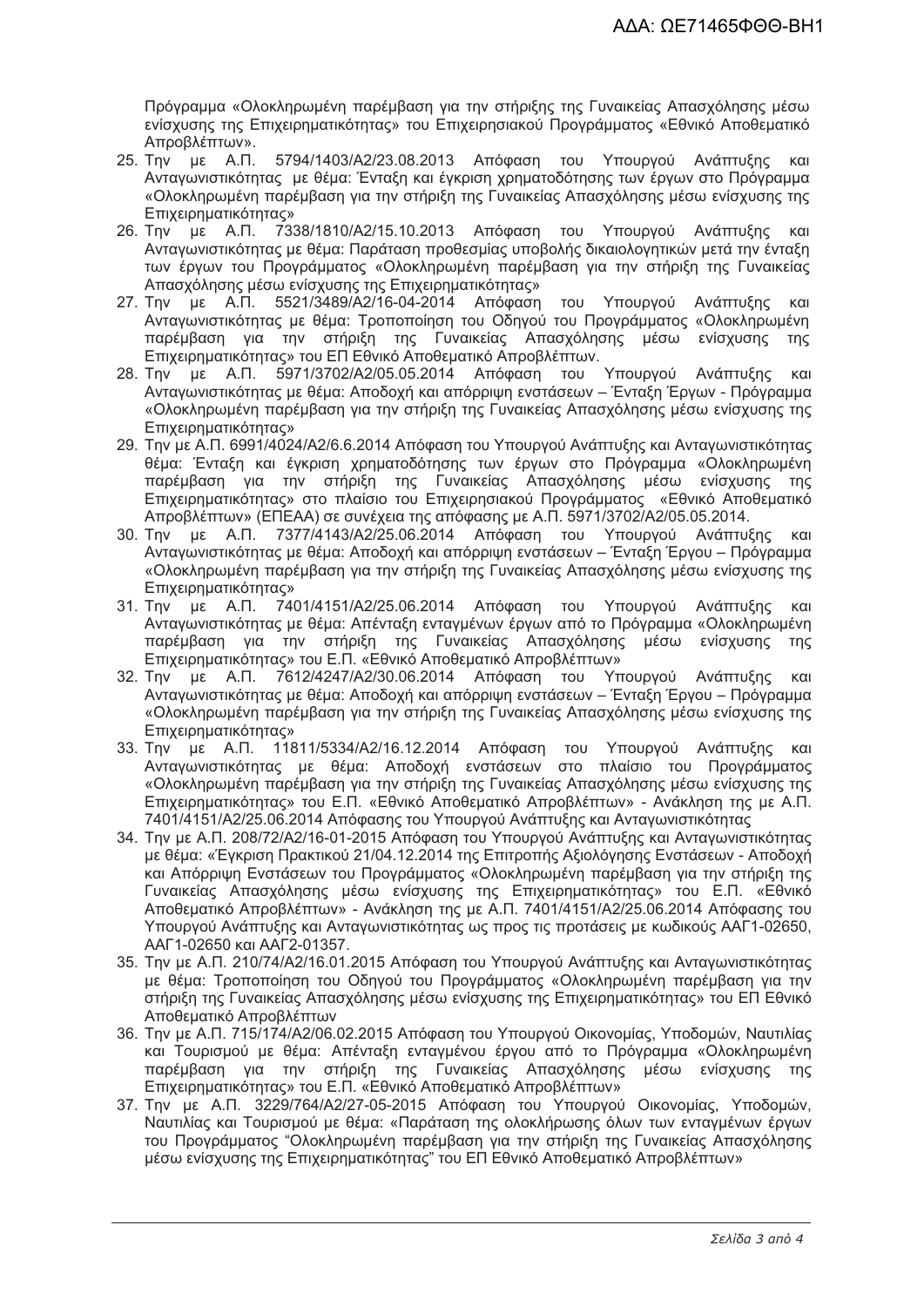Πρόγραμμα «Ολοκληρωμένη παρέμβαση για την στήριξης της Γυναικείας Απασχόλησης μέσω ενίσχυσης της Επιχειρηματικότητας» του Επιχειρησιακού Προγράμματος «Εθνικό Αποθεματικό Απροβλέπτων».

25. Την με Α.Π. 5794/1403/Α2/23.08.2013 Απόφαση του Υπουργού Ανάπτυξης και Ανταγωνιστικότητας με θέμα: Ένταξη και έγκριση χρηματοδότησης των έργων στο Πρόγραμμα «Ολοκληρωμένη παρέμβαση για την στήριξη της Γυναικείας Απασχόλησης μέσω ενίσχυσης της Επιχειρηματικότητας»
26. Την με Α.Π. 7338/1810/Α2/15.10.2013 Απόφαση του Υπουργού Ανάπτυξης και Ανταγωνιστικότητας με θέμα: Παράταση προθεσμίας υποβολής δικαιολογητικών μετά την ένταξη των έργων του Προγράμματος «Ολοκληρωμένη παρέμβαση για την στήριξη της Γυναικείας Απασχόλησης μέσω ενίσχυσης της Επιχειρηματικότητας»
27. Την με Α.Π. 5521/3489/Α2/16-04-2014 Απόφαση του Υπουργού Ανάπτυξης και Ανταγωνιστικότητας με θέμα: Τροποποίηση του Οδηγού του Προγράμματος «Ολοκληρωμένη παρέμβαση για την στήριξη της Γυναικείας Απασχόλησης μέσω ενίσχυσης της Επιχειρηματικότητας» του ΕΠ Εθνικό Αποθεματικό Απροβλέπτων.
28. Την με Α.Π. 5971/3702/Α2/05.05.2014 Απόφαση του Υπουργού Ανάπτυξης και Ανταγωνιστικότητας με θέμα: Αποδοχή και απόρριψη ενστάσεων – Ένταξη Έργων - Πρόγραμμα «Ολοκληρωμένη παρέμβαση για την στήριξη της Γυναικείας Απασχόλησης μέσω ενίσχυσης της Επιχειρηματικότητας»
29. Την με Α.Π. 6991/4024/Α2/6.6.2014 Απόφαση του Υπουργού Ανάπτυξης και Ανταγωνιστικότητας θέμα: Ένταξη και έγκριση χρηματοδότησης των έργων στο Πρόγραμμα «Ολοκληρωμένη παρέμβαση για την στήριξη της Γυναικείας Απασχόλησης μέσω ενίσχυσης της Επιχειρηματικότητας» στο πλαίσιο του Επιχειρησιακού Προγράμματος «Εθνικό Αποθεματικό Απροβλέπτων» (ΕΠΕΑΑ) σε συνέχεια της απόφασης με Α.Π. 5971/3702/Α2/05.05.2014.
30. Την με Α.Π. 7377/4143/Α2/25.06.2014 Απόφαση του Υπουργού Ανάπτυξης και Ανταγωνιστικότητας με θέμα: Αποδοχή και απόρριψη ενστάσεων – Ένταξη Έργου – Πρόγραμμα «Ολοκληρωμένη παρέμβαση για την στήριξη της Γυναικείας Απασχόλησης μέσω ενίσχυσης της Επιχειρηματικότητας»
31. Την με Α.Π. 7401/4151/Α2/25.06.2014 Απόφαση του Υπουργού Ανάπτυξης και Ανταγωνιστικότητας με θέμα: Απένταξη ενταγμένων έργων από το Πρόγραμμα «Ολοκληρωμένη παρέμβαση για την στήριξη της Γυναικείας Απασχόλησης μέσω ενίσχυσης της Επιχειρηματικότητας» του Ε.Π. «Εθνικό Αποθεματικό Απροβλέπτων»
32. Την με Α.Π. 7612/4247/Α2/30.06.2014 Απόφαση του Υπουργού Ανάπτυξης και Ανταγωνιστικότητας με θέμα: Αποδοχή και απόρριψη ενστάσεων – Ένταξη Έργου – Πρόγραμμα «Ολοκληρωμένη παρέμβαση για την στήριξη της Γυναικείας Απασχόλησης μέσω ενίσχυσης της Επιχειρηματικότητας»
33. Την με Α.Π. 11811/5334/Α2/16.12.2014 Απόφαση του Υπουργού Ανάπτυξης και Ανταγωνιστικότητας με θέμα: Αποδοχή ενστάσεων στο πλαίσιο του Προγράμματος «Ολοκληρωμένη παρέμβαση για την στήριξη της Γυναικείας Απασχόλησης μέσω ενίσχυσης της Επιχειρηματικότητας» του Ε.Π. «Εθνικό Αποθεματικό Απροβλέπτων» - Ανάκληση της με Α.Π. 7401/4151/Α2/25.06.2014 Απόφασης του Υπουργού Ανάπτυξης και Ανταγωνιστικότητας
34. Την με Α.Π. 208/72/Α2/16-01-2015 Απόφαση του Υπουργού Ανάπτυξης και Ανταγωνιστικότητας με θέμα: «Έγκριση Πρακτικού 21/04.12.2014 της Επιτροπής Αξιολόγησης Ενστάσεων - Αποδοχή και Απόρριψη Ενστάσεων του Προγράμματος «Ολοκληρωμένη παρέμβαση για την στήριξη της Γυναικείας Απασχόλησης μέσω ενίσχυσης της Επιχειρηματικότητας» του Ε.Π. «Εθνικό Αποθεματικό Απροβλέπτων» - Ανάκληση της με Α.Π. 7401/4151/Α2/25.06.2014 Απόφασης του Υπουργού Ανάπτυξης και Ανταγωνιστικότητας ως προς τις προτάσεις με κωδικούς ΑΑΓ1-02650, ΑΑΓ1-02650 και ΑΑΓ2-01357.
35. Την με Α.Π. 210/74/Α2/16.01.2015 Απόφαση του Υπουργού Ανάπτυξης και Ανταγωνιστικότητας με θέμα: Τροποποίηση του Οδηγού του Προγράμματος «Ολοκληρωμένη παρέμβαση για την στήριξη της Γυναικείας Απασχόλησης μέσω ενίσχυσης της Επιχειρηματικότητας» του ΕΠ Εθνικό Αποθεματικό Απροβλέπτων
36. Την με Α.Π. 715/174/Α2/06.02.2015 Απόφαση του Υπουργού Οικονομίας, Υποδομών, Ναυτιλίας και Τουρισμού με θέμα: Απένταξη ενταγμένου έργου από το Πρόγραμμα «Ολοκληρωμένη παρέμβαση για την στήριξη της Γυναικείας Απασχόλησης μέσω ενίσχυσης της Επιχειρηματικότητας» του Ε.Π. «Εθνικό Αποθεματικό Απροβλέπτων»
37. Την με Α.Π. 3229/764/Α2/27-05-2015 Απόφαση του Υπουργού Οικονομίας, Υποδομών, Ναυτιλίας και Τουρισμού με θέμα: «Παράταση της ολοκλήρωσης όλων των ενταγμένων έργων του Προγράμματος "Ολοκληρωμένη παρέμβαση για την στήριξη της Γυναικείας Απασχόλησης μέσω ενίσχυσης της Επιχειρηματικότητας" του ΕΠ Εθνικό Αποθεματικό Απροβλέπτων»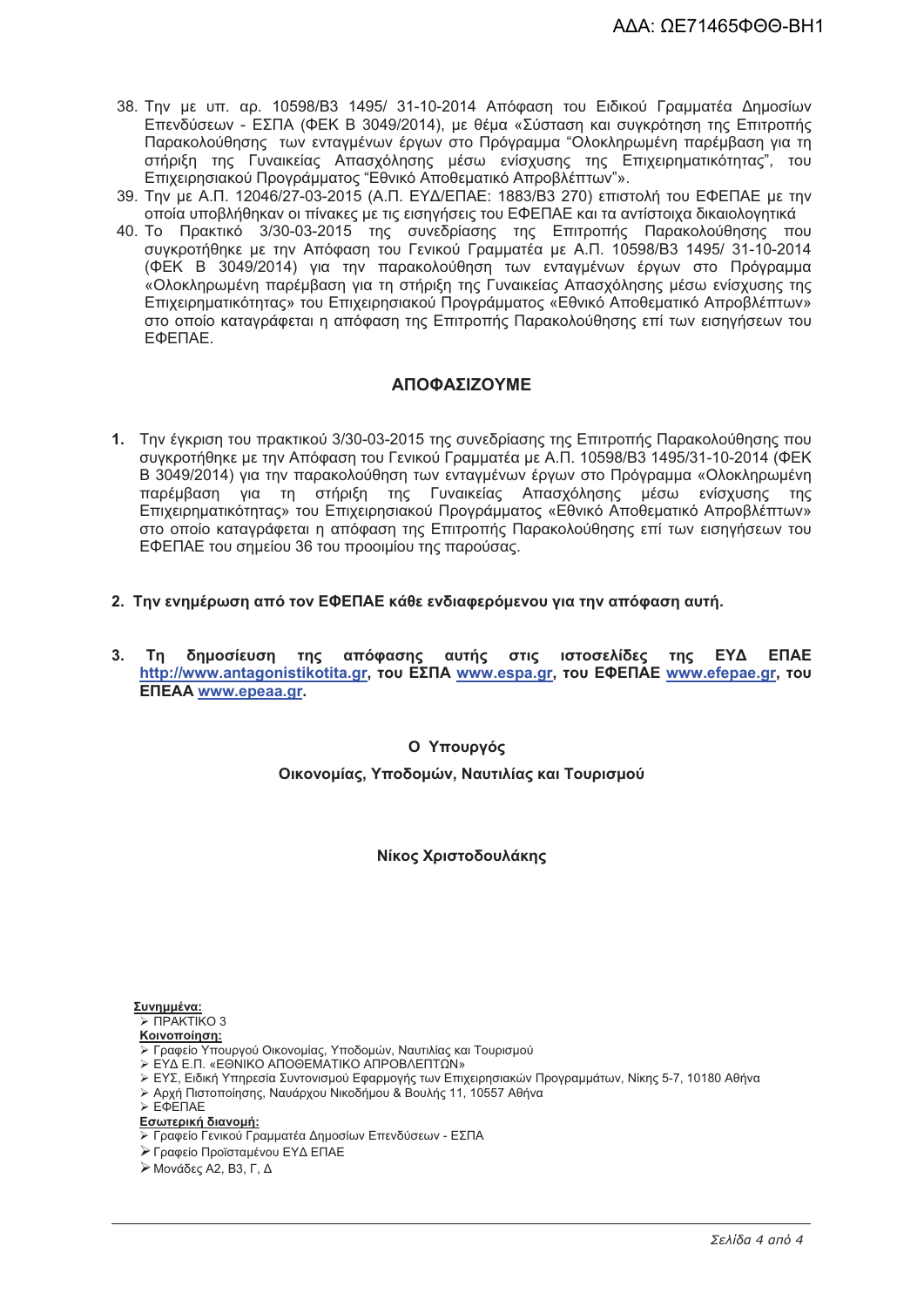38. Την με υπ. αρ. 10598/Β3 1495/ 31-10-2014 Απόφαση του Ειδικού Γραμματέα Δημοσίων Επενδύσεων - ΕΣΠΑ (ΦΕΚ Β 3049/2014), με θέμα «Σύσταση και συγκρότηση της Επιτροπής Παρακολούθησης των ενταγμένων έργων στο Πρόγραμμα "Ολοκληρωμένη παρέμβαση για τη στήριξη της Γυναικείας Απασχόλησης μέσω ενίσχυσης της Επιχειρηματικότητας", του Επιχειρησιακού Προγράμματος "Εθνικό Αποθεματικό Απροβλέπτων"».
39. Την με Α.Π. 12046/27-03-2015 (Α.Π. ΕΥΔ/ΕΠΑΕ: 1883/Β3 270) επιστολή του ΕΦΕΠΑΕ με την οποία υποβλήθηκαν οι πίνακες με τις εισηγήσεις του ΕΦΕΠΑΕ και τα αντίστοιχα δικαιολογητικά
40. Το Πρακτικό 3/30-03-2015 της συνεδρίασης της Επιτροπής Παρακολούθησης που συγκροτήθηκε με την Απόφαση του Γενικού Γραμματέα με Α.Π. 10598/Β3 1495/ 31-10-2014 (ΦΕΚ Β 3049/2014) για την παρακολούθηση των ενταγμένων έργων στο Πρόγραμμα «Ολοκληρωμένη παρέμβαση για τη στήριξη της Γυναικείας Απασχόλησης μέσω ενίσχυσης της Επιχειρηματικότητας» του Επιχειρησιακού Προγράμματος «Εθνικό Αποθεματικό Απροβλέπτων» στο οποίο καταγράφεται η απόφαση της Επιτροπής Παρακολούθησης επί των εισηγήσεων του ΕΦΕΠΑΕ.

## ΑΠΟΦΑΣΙΖΟΥΜΕ

1. Την έγκριση του πρακτικού 3/30-03-2015 της συνεδρίασης της Επιτροπής Παρακολούθησης που συγκροτήθηκε με την Απόφαση του Γενικού Γραμματέα με Α.Π. 10598/Β3 1495/31-10-2014 (ΦΕΚ Β 3049/2014) για την παρακολούθηση των ενταγμένων έργων στο Πρόγραμμα «Ολοκληρωμένη παρέμβαση για τη στήριξη της Γυναικείας Απασχόλησης μέσω ενίσχυσης της Επιχειρηματικότητας» του Επιχειρησιακού Προγράμματος «Εθνικό Αποθεματικό Απροβλέπτων» στο οποίο καταγράφεται η απόφαση της Επιτροπής Παρακολούθησης επί των εισηγήσεων του ΕΦΕΠΑΕ του σημείου 36 του προοιμίου της παρούσας.

2. **Την ενημέρωση από τον ΕΦΕΠΑΕ κάθε ενδιαφερόμενου για την απόφαση αυτή.**

3. **Τη δημοσίευση της απόφασης αυτής στις ιστοσελίδες της ΕΥΔ ΕΠΑΕ http://www.antagonistikotita.gr, του ΕΣΠΑ www.espa.gr, του ΕΦΕΠΑΕ www.efepae.gr, του ΕΠΕΑΑ www.epeaa.gr.**

**Ο Υπουργός**

**Οικονομίας, Υποδομών, Ναυτιλίας και Τουρισμού**

**Νίκος Χριστοδουλάκης**

**Συνημμένα:**
- ΠΡΑΚΤΙΚΟ 3

**Κοινοποίηση:**
- Γραφείο Υπουργού Οικονομίας, Υποδομών, Ναυτιλίας και Τουρισμού
- ΕΥΔ Ε.Π. «ΕΘΝΙΚΟ ΑΠΟΘΕΜΑΤΙΚΟ ΑΠΡΟΒΛΕΠΤΩΝ»
- ΕΥΣ, Ειδική Υπηρεσία Συντονισμού Εφαρμογής των Επιχειρησιακών Προγραμμάτων, Νίκης 5-7, 10180 Αθήνα
- Αρχή Πιστοποίησης, Ναυάρχου Νικοδήμου & Βουλής 11, 10557 Αθήνα
- ΕΦΕΠΑΕ

**Εσωτερική διανομή:**
- Γραφείο Γενικού Γραμματέα Δημοσίων Επενδύσεων - ΕΣΠΑ
- Γραφείο Προϊσταμένου ΕΥΔ ΕΠΑΕ
- Μονάδες Α2, Β3, Γ, Δ